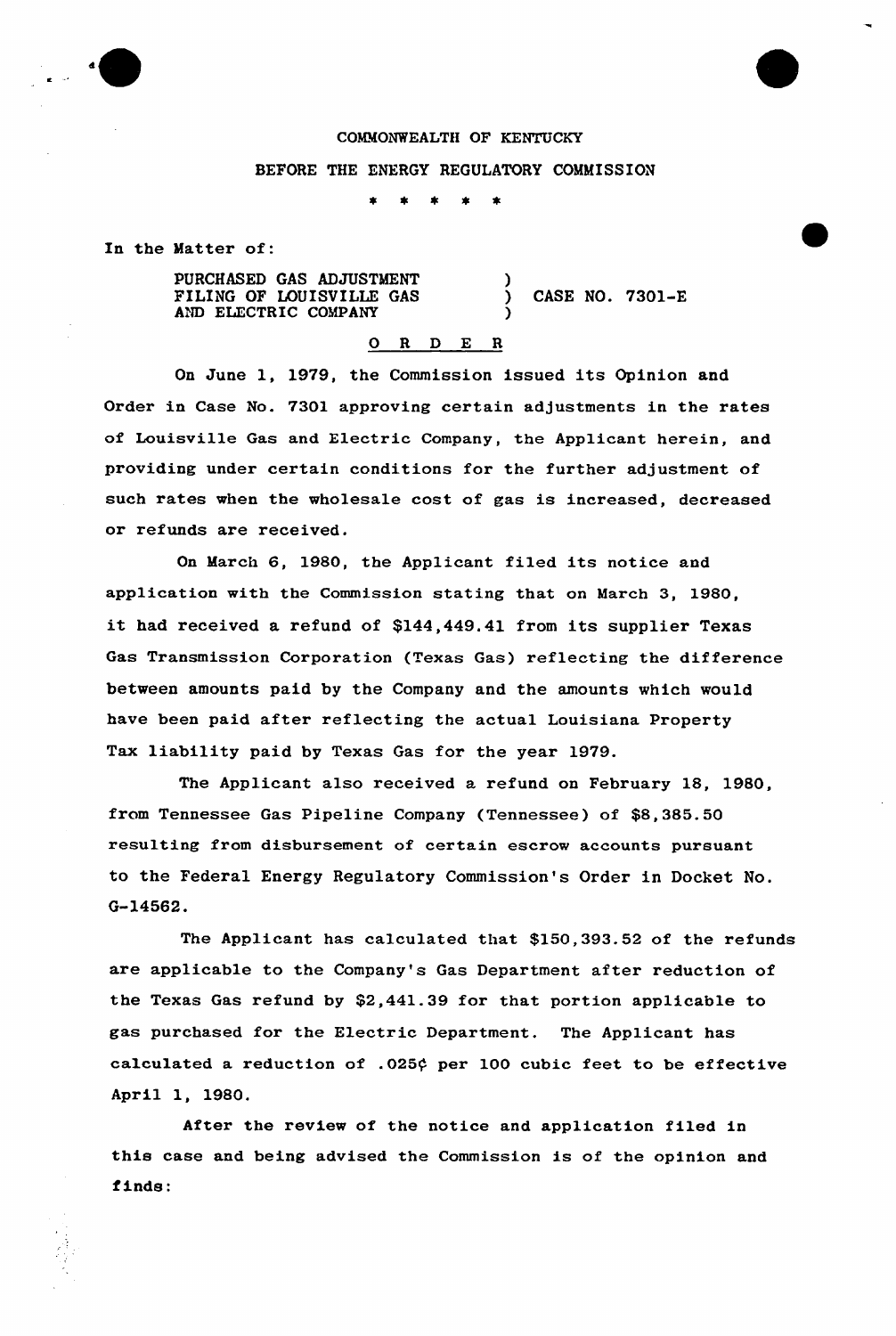COMMONWEALTH OF KENTUCKY

BEFORE THE ENERGY REGULATORY COMMISSION

\* \* \* \* \*

In the Matter of:

PURCHASED GAS ADJUSTMENT FILING OF LOUISVILLE GAS AND ELECTRIC COMPANY ) CASE NO. 7301-E

O R D E R

On June 1, 1979, the Commission issued its Opinion and Order in Case No. 7301 approving certain adjustments in the rates of Louisville Gas and Electric Company, the Applicant herein, and providing under certain conditions for the further adjustment of such rates when the wholesale cost of gas is increased, decreased or refunds are received.

On March 6, 1980, the Applicant filed its notice and application with the Commission stating that on March 3, 1980, it had received a refund of $144,449.41 from its supplier Texas Gas Transmission Corporation (Texas Gas) reflecting the difference between amounts paid by the Company and the amounts which would have been paid after reflecting the actual Louisiana Property Tax liability paid by Texas Gas for the year 1979.

The Applicant also received a refund on February 18, 1980, from Tennessee Gas Pipeline Company (Tennessee) of $8,385.50 resulting from disbursement of certain escrow accounts pursuant to the Federal Energy Regulatory Commission's Order in Docket No. G-14562.

The Applicant has calculated that $150,393.52 of the refunds are applicable to the Company's Gas Department after reduction of the Texas Gas refund by $2,441.39 for that portion applicable to gas purchased for the Electric Department. The Applicant has calculated a reduction of .025¢ per 100 cubic feet to be effective April 1, 1980.

After the review of the notice and application filed in this case and being advised the Commission is of the opinion and finds: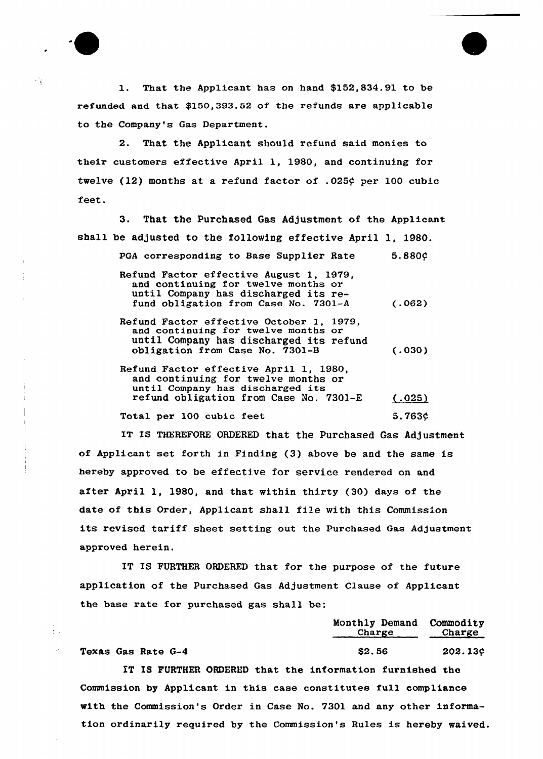1. That the Applicant has on hand $152,834.91 to be refunded and that $150,393.52 of the refunds are applicable to the Company's Gas Department.

2. That the Applicant should refund said monies to their customers effective April 1, 1980, and continuing for twelve (12) months at a refund factor of .025¢ per 100 cubic feet.

3. That the Purchased Gas Adjustment of the Applicant shall be adjusted to the following effective April 1, 1980.

| | |
|---|---|
| PGA corresponding to Base Supplier Rate | 5.880¢ |
| Refund Factor effective August 1, 1979, and continuing for twelve months or until Company has discharged its refund obligation from Case No. 7301-A | (.062) |
| Refund Factor effective October 1, 1979, and continuing for twelve months or until Company has discharged its refund obligation from Case No. 7301-B | (.030) |
| Refund Factor effective April 1, 1980, and continuing for twelve months or until Company has discharged its refund obligation from Case No. 7301-E | (.025) |
| Total per 100 cubic feet | 5.763¢ |

IT IS THEREFORE ORDERED that the Purchased Gas Adjustment of Applicant set forth in Finding (3) above be and the same is hereby approved to be effective for service rendered on and after April 1, 1980, and that within thirty (30) days of the date of this Order, Applicant shall file with this Commission its revised tariff sheet setting out the Purchased Gas Adjustment approved herein.

IT IS FURTHER ORDERED that for the purpose of the future application of the Purchased Gas Adjustment Clause of Applicant the base rate for purchased gas shall be:

| | Monthly Demand Charge | Commodity Charge |
|---|---|---|
| Texas Gas Rate G-4 | $2.56 | 202.13¢ |

IT IS FURTHER ORDERED that the information furnished the Commission by Applicant in this case constitutes full compliance with the Commission's Order in Case No. 7301 and any other information ordinarily required by the Commission's Rules is hereby waived.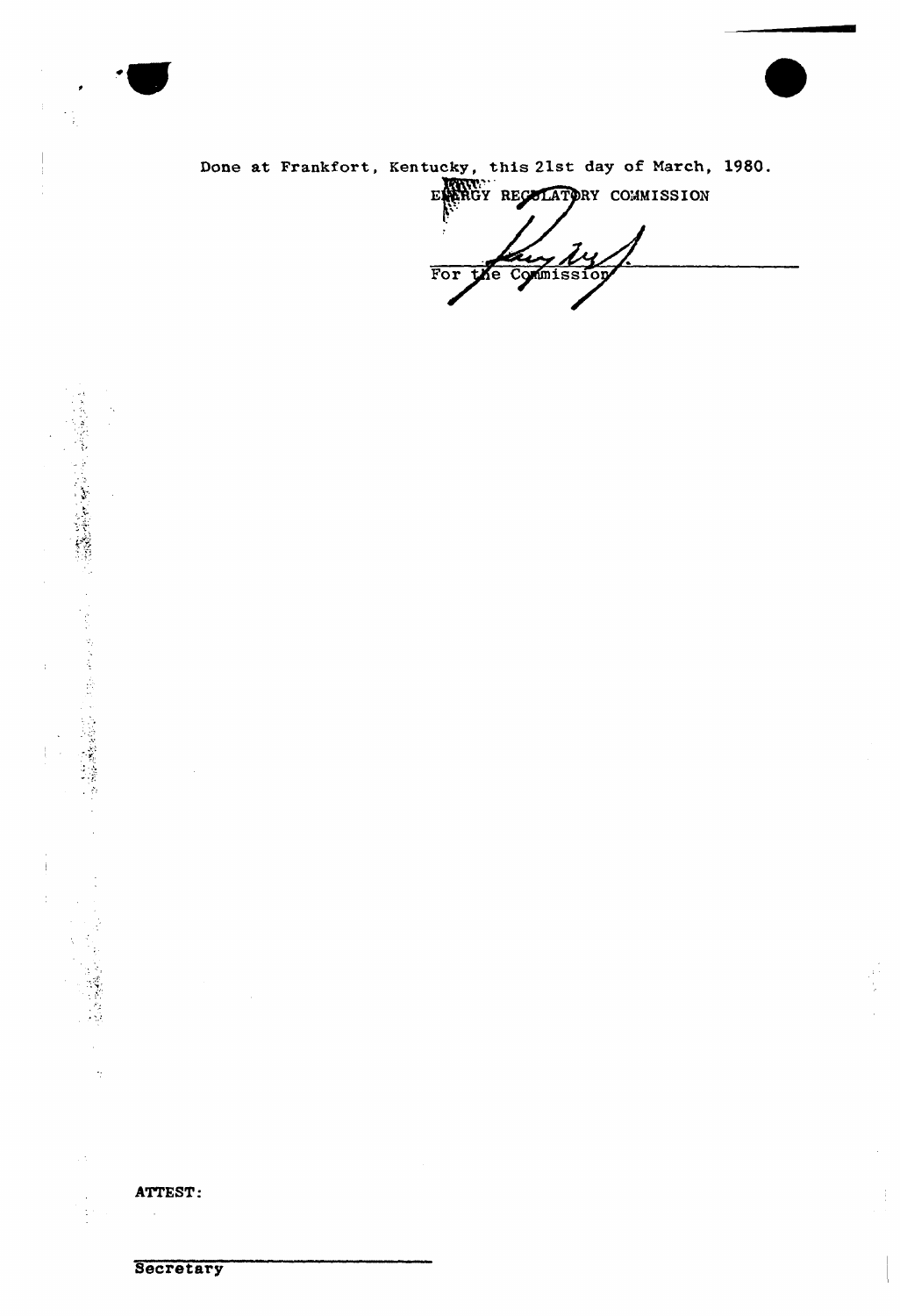Done at Frankfort, Kentucky, this 21st day of March, 1980.

ENERGY REGULATORY COMMISSION

For the Commission

ATTEST:

Secretary